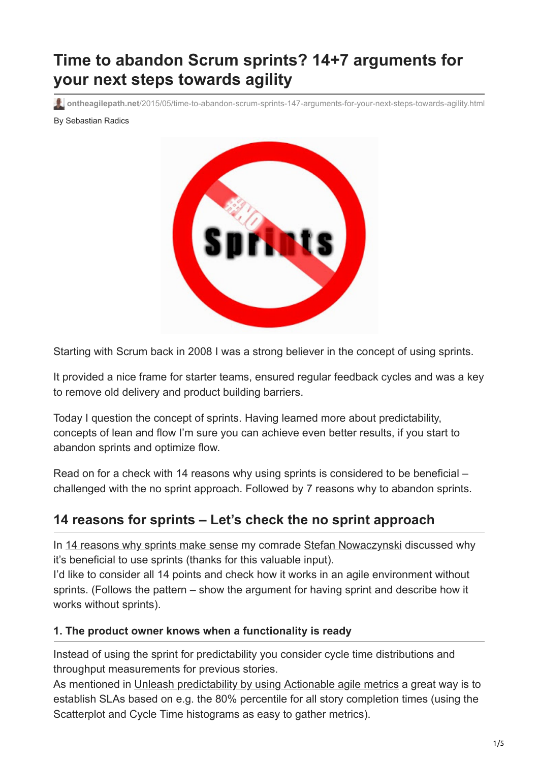# Time to abandon Scrum sprints? 14+7 arguments for your next steps towards agility

ontheagilepath.net/2015/05/time-to-abandon-scrum-sprints-147-arguments-for-your-next-steps-towards-agility.html

By Sebastian Radics

Starting with Scrum back in 2008 I was a strong believer in the concept of using sprints.

It provided a nice frame for starter teams, ensured regular feedback cycles and was a key to remove old delivery and product building barriers.

Today I question the concept of sprints. Having learned more about predictability, concepts of lean and flow I'm sure you can achieve even better results, if you start to abandon sprints and optimize flow.

Read on for a check with 14 reasons why using sprints is considered to be beneficial – challenged with the no sprint approach. Followed by 7 reasons why to abandon sprints.

## 14 reasons for sprints – Let's check the no sprint approach

In 14 reasons why sprints make sense my comrade Stefan Nowaczynski discussed why it's beneficial to use sprints (thanks for this valuable input).
I'd like to consider all 14 points and check how it works in an agile environment without sprints. (Follows the pattern – show the argument for having sprint and describe how it works without sprints).

### 1. The product owner knows when a functionality is ready

Instead of using the sprint for predictability you consider cycle time distributions and throughput measurements for previous stories.
As mentioned in Unleash predictability by using Actionable agile metrics a great way is to establish SLAs based on e.g. the 80% percentile for all story completion times (using the Scatterplot and Cycle Time histograms as easy to gather metrics).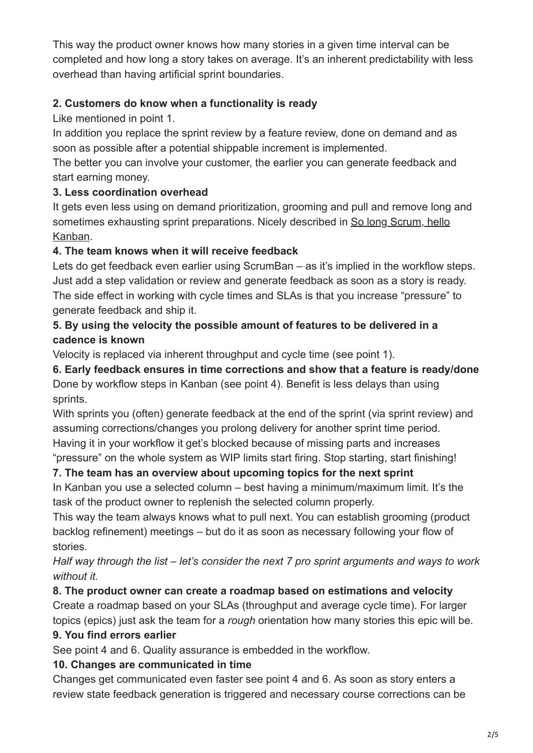This way the product owner knows how many stories in a given time interval can be completed and how long a story takes on average. It's an inherent predictability with less overhead than having artificial sprint boundaries.

**2. Customers do know when a functionality is ready**

Like mentioned in point 1.

In addition you replace the sprint review by a feature review, done on demand and as soon as possible after a potential shippable increment is implemented.

The better you can involve your customer, the earlier you can generate feedback and start earning money.

**3. Less coordination overhead**

It gets even less using on demand prioritization, grooming and pull and remove long and sometimes exhausting sprint preparations. Nicely described in So long Scrum, hello Kanban.

**4. The team knows when it will receive feedback**

Lets do get feedback even earlier using ScrumBan – as it's implied in the workflow steps. Just add a step validation or review and generate feedback as soon as a story is ready. The side effect in working with cycle times and SLAs is that you increase "pressure" to generate feedback and ship it.

**5. By using the velocity the possible amount of features to be delivered in a cadence is known**

Velocity is replaced via inherent throughput and cycle time (see point 1).

**6. Early feedback ensures in time corrections and show that a feature is ready/done**

Done by workflow steps in Kanban (see point 4). Benefit is less delays than using sprints.

With sprints you (often) generate feedback at the end of the sprint (via sprint review) and assuming corrections/changes you prolong delivery for another sprint time period.

Having it in your workflow it get's blocked because of missing parts and increases "pressure" on the whole system as WIP limits start firing. Stop starting, start finishing!

**7. The team has an overview about upcoming topics for the next sprint**

In Kanban you use a selected column – best having a minimum/maximum limit. It's the task of the product owner to replenish the selected column properly.

This way the team always knows what to pull next. You can establish grooming (product backlog refinement) meetings – but do it as soon as necessary following your flow of stories.

*Half way through the list – let's consider the next 7 pro sprint arguments and ways to work without it.*

**8. The product owner can create a roadmap based on estimations and velocity**

Create a roadmap based on your SLAs (throughput and average cycle time). For larger topics (epics) just ask the team for a *rough* orientation how many stories this epic will be.

**9. You find errors earlier**

See point 4 and 6. Quality assurance is embedded in the workflow.

**10. Changes are communicated in time**

Changes get communicated even faster see point 4 and 6. As soon as story enters a review state feedback generation is triggered and necessary course corrections can be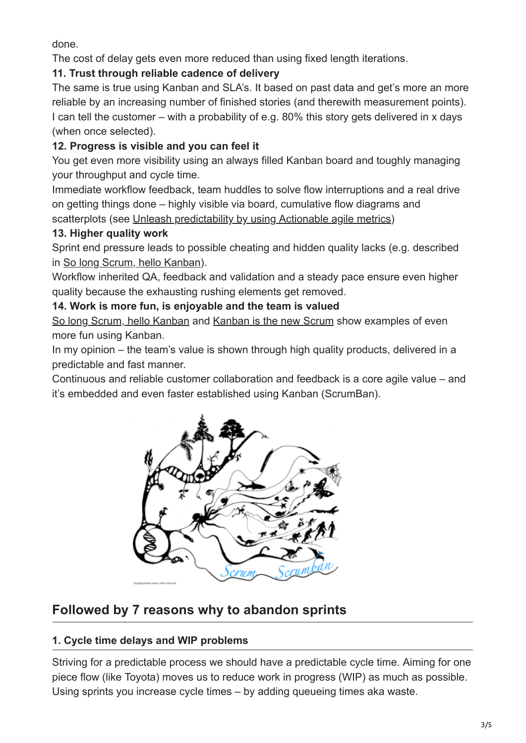done.
The cost of delay gets even more reduced than using fixed length iterations.

**11. Trust through reliable cadence of delivery**

The same is true using Kanban and SLA's. It based on past data and get's more an more reliable by an increasing number of finished stories (and therewith measurement points). I can tell the customer – with a probability of e.g. 80% this story gets delivered in x days (when once selected).

**12. Progress is visible and you can feel it**

You get even more visibility using an always filled Kanban board and toughly managing your throughput and cycle time.
Immediate workflow feedback, team huddles to solve flow interruptions and a real drive on getting things done – highly visible via board, cumulative flow diagrams and scatterplots (see Unleash predictability by using Actionable agile metrics)

**13. Higher quality work**

Sprint end pressure leads to possible cheating and hidden quality lacks (e.g. described in So long Scrum, hello Kanban).
Workflow inherited QA, feedback and validation and a steady pace ensure even higher quality because the exhausting rushing elements get removed.

**14. Work is more fun, is enjoyable and the team is valued**

So long Scrum, hello Kanban and Kanban is the new Scrum show examples of even more fun using Kanban.
In my opinion – the team's value is shown through high quality products, delivered in a predictable and fast manner.
Continuous and reliable customer collaboration and feedback is a core agile value – and it's embedded and even faster established using Kanban (ScrumBan).

## Followed by 7 reasons why to abandon sprints

### 1. Cycle time delays and WIP problems

Striving for a predictable process we should have a predictable cycle time. Aiming for one piece flow (like Toyota) moves us to reduce work in progress (WIP) as much as possible. Using sprints you increase cycle times – by adding queueing times aka waste.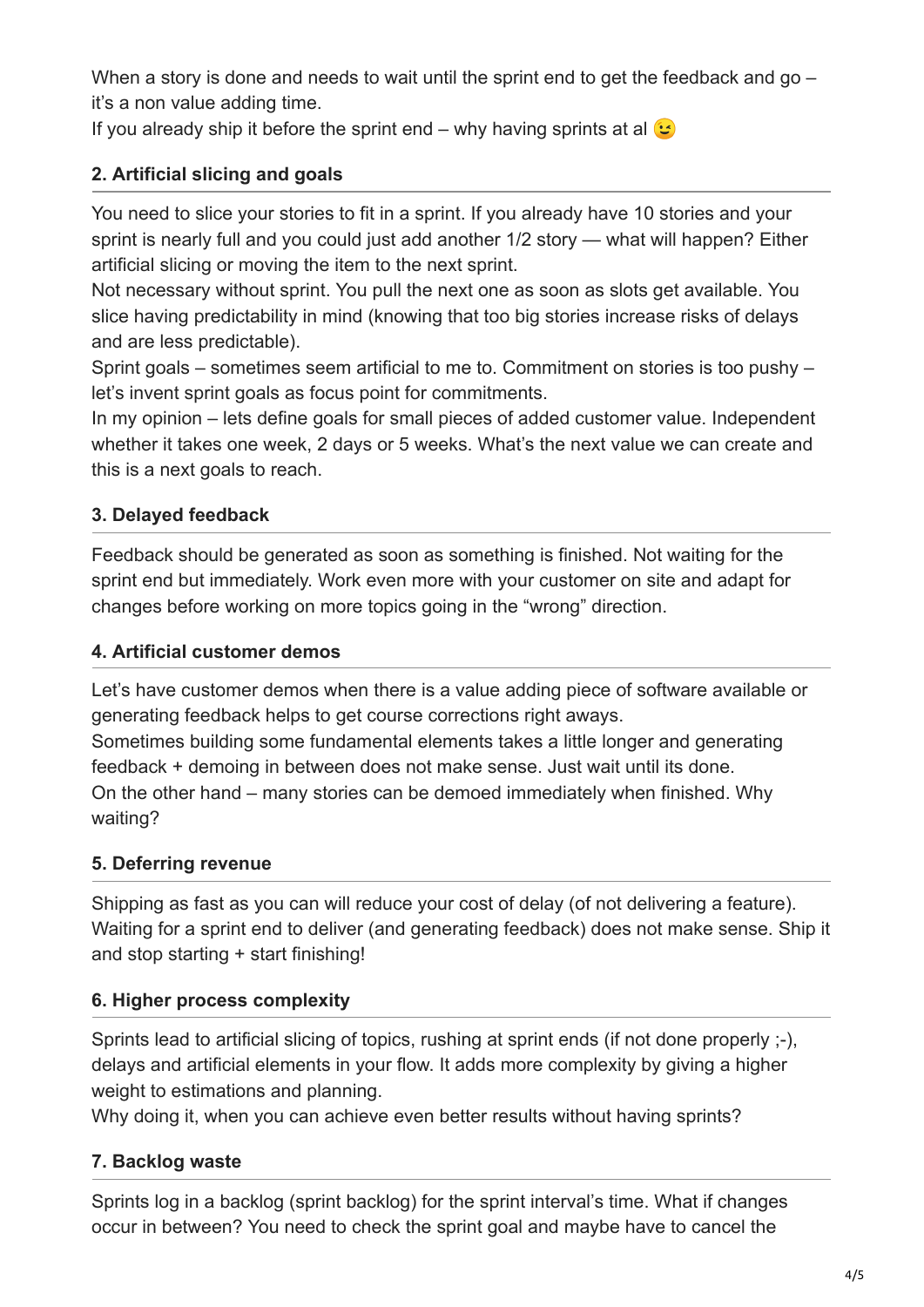When a story is done and needs to wait until the sprint end to get the feedback and go – it's a non value adding time.
If you already ship it before the sprint end – why having sprints at al 😉

### 2. Artificial slicing and goals

You need to slice your stories to fit in a sprint. If you already have 10 stories and your sprint is nearly full and you could just add another 1/2 story — what will happen? Either artificial slicing or moving the item to the next sprint.
Not necessary without sprint. You pull the next one as soon as slots get available. You slice having predictability in mind (knowing that too big stories increase risks of delays and are less predictable).
Sprint goals – sometimes seem artificial to me to. Commitment on stories is too pushy – let's invent sprint goals as focus point for commitments.
In my opinion – lets define goals for small pieces of added customer value. Independent whether it takes one week, 2 days or 5 weeks. What's the next value we can create and this is a next goals to reach.

### 3. Delayed feedback

Feedback should be generated as soon as something is finished. Not waiting for the sprint end but immediately. Work even more with your customer on site and adapt for changes before working on more topics going in the "wrong" direction.

### 4. Artificial customer demos

Let's have customer demos when there is a value adding piece of software available or generating feedback helps to get course corrections right aways.
Sometimes building some fundamental elements takes a little longer and generating feedback + demoing in between does not make sense. Just wait until its done.
On the other hand – many stories can be demoed immediately when finished. Why waiting?

### 5. Deferring revenue

Shipping as fast as you can will reduce your cost of delay (of not delivering a feature). Waiting for a sprint end to deliver (and generating feedback) does not make sense. Ship it and stop starting + start finishing!

### 6. Higher process complexity

Sprints lead to artificial slicing of topics, rushing at sprint ends (if not done properly ;-), delays and artificial elements in your flow. It adds more complexity by giving a higher weight to estimations and planning.
Why doing it, when you can achieve even better results without having sprints?

### 7. Backlog waste

Sprints log in a backlog (sprint backlog) for the sprint interval's time. What if changes occur in between? You need to check the sprint goal and maybe have to cancel the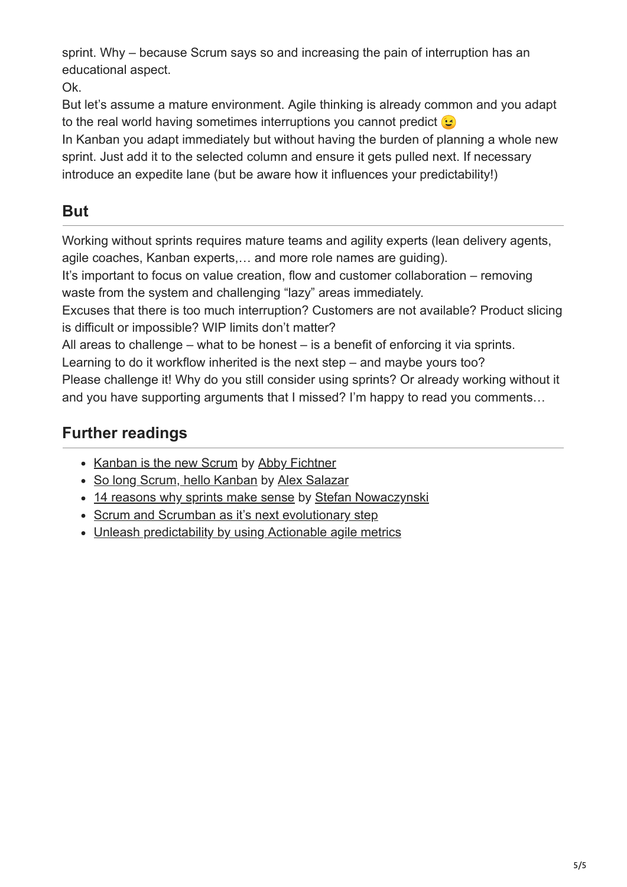sprint. Why – because Scrum says so and increasing the pain of interruption has an educational aspect.
Ok.
But let's assume a mature environment. Agile thinking is already common and you adapt to the real world having sometimes interruptions you cannot predict 😉
In Kanban you adapt immediately but without having the burden of planning a whole new sprint. Just add it to the selected column and ensure it gets pulled next. If necessary introduce an expedite lane (but be aware how it influences your predictability!)

## But

Working without sprints requires mature teams and agility experts (lean delivery agents, agile coaches, Kanban experts,… and more role names are guiding).
It's important to focus on value creation, flow and customer collaboration – removing waste from the system and challenging "lazy" areas immediately.
Excuses that there is too much interruption? Customers are not available? Product slicing is difficult or impossible? WIP limits don't matter?
All areas to challenge – what to be honest – is a benefit of enforcing it via sprints.
Learning to do it workflow inherited is the next step – and maybe yours too?
Please challenge it! Why do you still consider using sprints? Or already working without it and you have supporting arguments that I missed? I'm happy to read you comments…

## Further readings

- Kanban is the new Scrum by Abby Fichtner
- So long Scrum, hello Kanban by Alex Salazar
- 14 reasons why sprints make sense by Stefan Nowaczynski
- Scrum and Scrumban as it's next evolutionary step
- Unleash predictability by using Actionable agile metrics